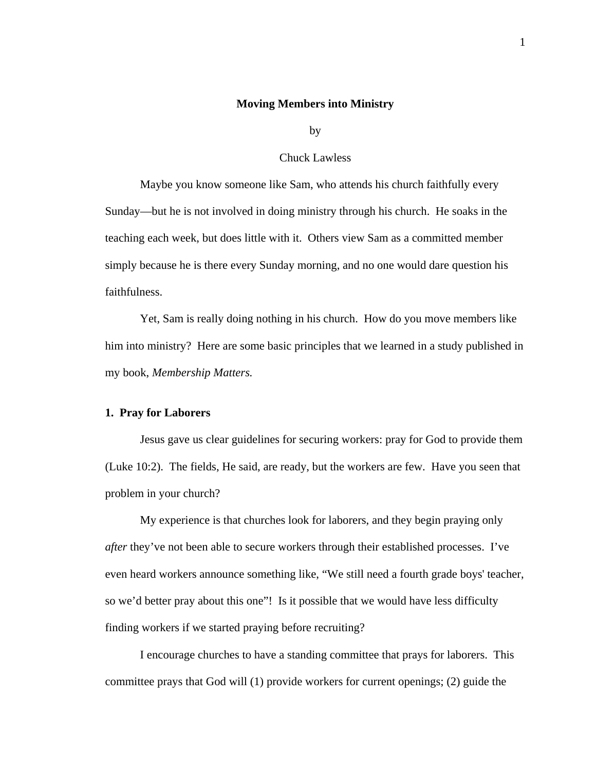# Moving Members into Ministry

by

Chuck Lawless

Maybe you know someone like Sam, who attends his church faithfully every Sunday—but he is not involved in doing ministry through his church. He soaks in the teaching each week, but does little with it. Others view Sam as a committed member simply because he is there every Sunday morning, and no one would dare question his faithfulness.

Yet, Sam is really doing nothing in his church. How do you move members like him into ministry? Here are some basic principles that we learned in a study published in my book, *Membership Matters.*

## 1. Pray for Laborers

Jesus gave us clear guidelines for securing workers: pray for God to provide them (Luke 10:2). The fields, He said, are ready, but the workers are few. Have you seen that problem in your church?

My experience is that churches look for laborers, and they begin praying only *after* they've not been able to secure workers through their established processes. I've even heard workers announce something like, "We still need a fourth grade boys' teacher, so we'd better pray about this one"! Is it possible that we would have less difficulty finding workers if we started praying before recruiting?

I encourage churches to have a standing committee that prays for laborers. This committee prays that God will (1) provide workers for current openings; (2) guide the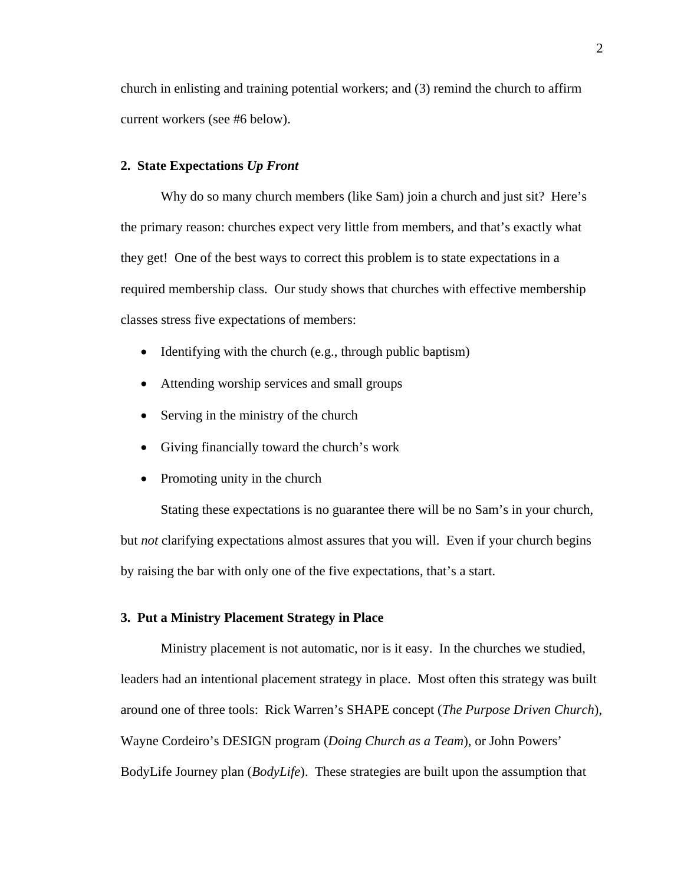church in enlisting and training potential workers; and (3) remind the church to affirm current workers (see #6 below).

### 2. State Expectations *Up Front*

Why do so many church members (like Sam) join a church and just sit? Here's the primary reason: churches expect very little from members, and that's exactly what they get! One of the best ways to correct this problem is to state expectations in a required membership class. Our study shows that churches with effective membership classes stress five expectations of members:

- Identifying with the church (e.g., through public baptism)
- Attending worship services and small groups
- Serving in the ministry of the church
- Giving financially toward the church's work
- Promoting unity in the church

Stating these expectations is no guarantee there will be no Sam's in your church, but *not* clarifying expectations almost assures that you will. Even if your church begins by raising the bar with only one of the five expectations, that's a start.

### 3. Put a Ministry Placement Strategy in Place

Ministry placement is not automatic, nor is it easy. In the churches we studied, leaders had an intentional placement strategy in place. Most often this strategy was built around one of three tools: Rick Warren's SHAPE concept (*The Purpose Driven Church*), Wayne Cordeiro's DESIGN program (*Doing Church as a Team*), or John Powers' BodyLife Journey plan (*BodyLife*). These strategies are built upon the assumption that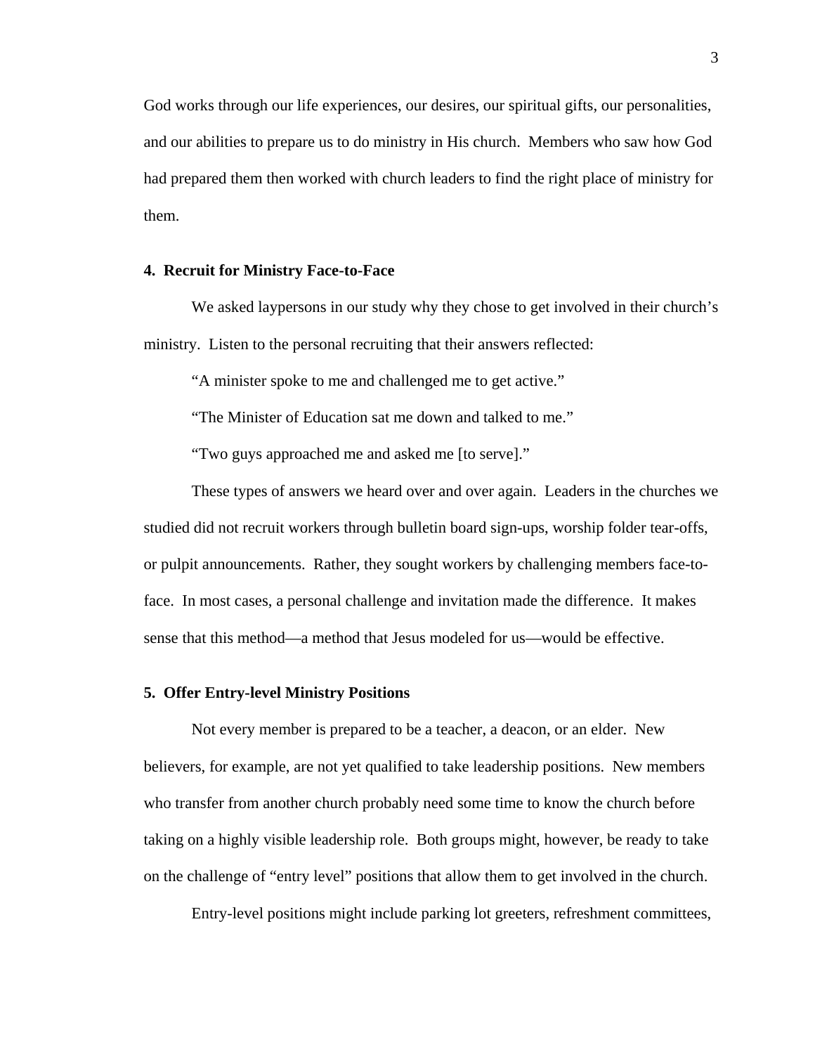God works through our life experiences, our desires, our spiritual gifts, our personalities, and our abilities to prepare us to do ministry in His church. Members who saw how God had prepared them then worked with church leaders to find the right place of ministry for them.

**4. Recruit for Ministry Face-to-Face**

We asked laypersons in our study why they chose to get involved in their church's ministry. Listen to the personal recruiting that their answers reflected:

"A minister spoke to me and challenged me to get active."

"The Minister of Education sat me down and talked to me."

"Two guys approached me and asked me [to serve]."

These types of answers we heard over and over again. Leaders in the churches we studied did not recruit workers through bulletin board sign-ups, worship folder tear-offs, or pulpit announcements. Rather, they sought workers by challenging members face-to-face. In most cases, a personal challenge and invitation made the difference. It makes sense that this method—a method that Jesus modeled for us—would be effective.

**5. Offer Entry-level Ministry Positions**

Not every member is prepared to be a teacher, a deacon, or an elder. New believers, for example, are not yet qualified to take leadership positions. New members who transfer from another church probably need some time to know the church before taking on a highly visible leadership role. Both groups might, however, be ready to take on the challenge of "entry level" positions that allow them to get involved in the church.

Entry-level positions might include parking lot greeters, refreshment committees,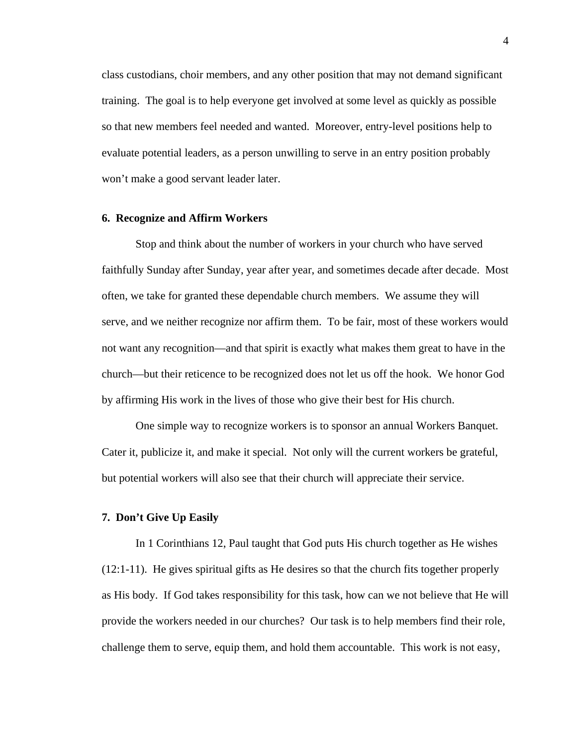class custodians, choir members, and any other position that may not demand significant training. The goal is to help everyone get involved at some level as quickly as possible so that new members feel needed and wanted. Moreover, entry-level positions help to evaluate potential leaders, as a person unwilling to serve in an entry position probably won't make a good servant leader later.

**6. Recognize and Affirm Workers**

Stop and think about the number of workers in your church who have served faithfully Sunday after Sunday, year after year, and sometimes decade after decade. Most often, we take for granted these dependable church members. We assume they will serve, and we neither recognize nor affirm them. To be fair, most of these workers would not want any recognition—and that spirit is exactly what makes them great to have in the church—but their reticence to be recognized does not let us off the hook. We honor God by affirming His work in the lives of those who give their best for His church.

One simple way to recognize workers is to sponsor an annual Workers Banquet. Cater it, publicize it, and make it special. Not only will the current workers be grateful, but potential workers will also see that their church will appreciate their service.

**7. Don't Give Up Easily**

In 1 Corinthians 12, Paul taught that God puts His church together as He wishes (12:1-11). He gives spiritual gifts as He desires so that the church fits together properly as His body. If God takes responsibility for this task, how can we not believe that He will provide the workers needed in our churches? Our task is to help members find their role, challenge them to serve, equip them, and hold them accountable. This work is not easy,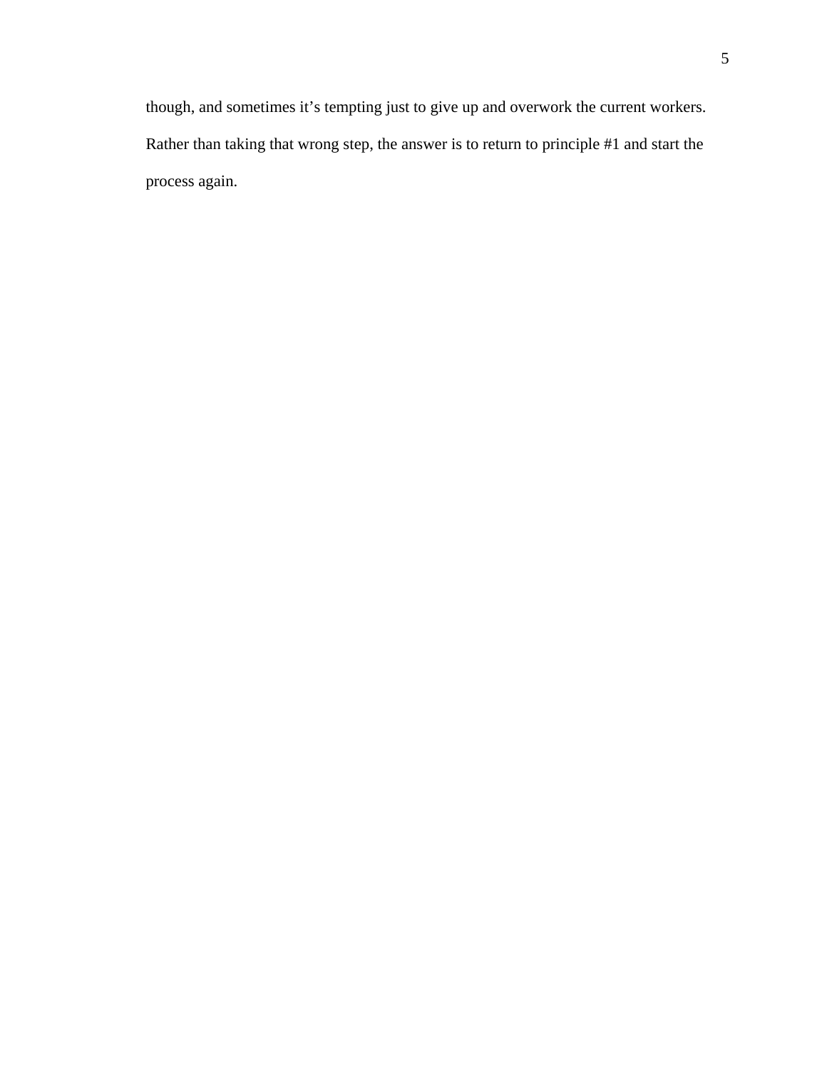though, and sometimes it's tempting just to give up and overwork the current workers. Rather than taking that wrong step, the answer is to return to principle #1 and start the process again.